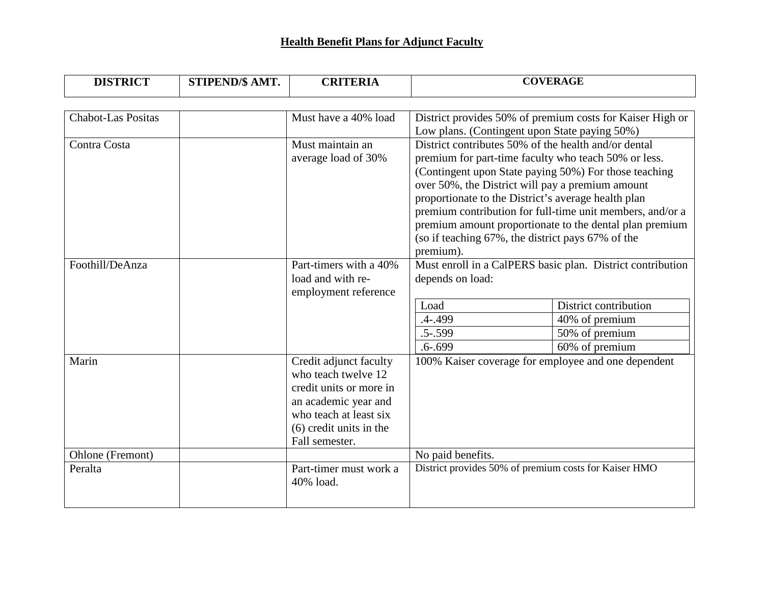# Health Benefit Plans for Adjunct Faculty

| DISTRICT | STIPEND/$ AMT. | CRITERIA | COVERAGE |
|---|---|---|---|
| Chabot-Las Positas | | Must have a 40% load | District provides 50% of premium costs for Kaiser High or Low plans. (Contingent upon State paying 50%) |
| Contra Costa | | Must maintain an average load of 30% | District contributes 50% of the health and/or dental premium for part-time faculty who teach 50% or less. (Contingent upon State paying 50%) For those teaching over 50%, the District will pay a premium amount proportionate to the District's average health plan premium contribution for full-time unit members, and/or a premium amount proportionate to the dental plan premium (so if teaching 67%, the district pays 67% of the premium). |
| Foothill/DeAnza | | Part-timers with a 40% load and with re-employment reference | Must enroll in a CalPERS basic plan. District contribution depends on load:<br><br>Load: .4-.499 — District contribution: 40% of premium<br>Load: .5-.599 — District contribution: 50% of premium<br>Load: .6-.699 — District contribution: 60% of premium |
| Marin | | Credit adjunct faculty who teach twelve 12 credit units or more in an academic year and who teach at least six (6) credit units in the Fall semester. | 100% Kaiser coverage for employee and one dependent |
| Ohlone (Fremont) | | | No paid benefits. |
| Peralta | | Part-timer must work a 40% load. | District provides 50% of premium costs for Kaiser HMO |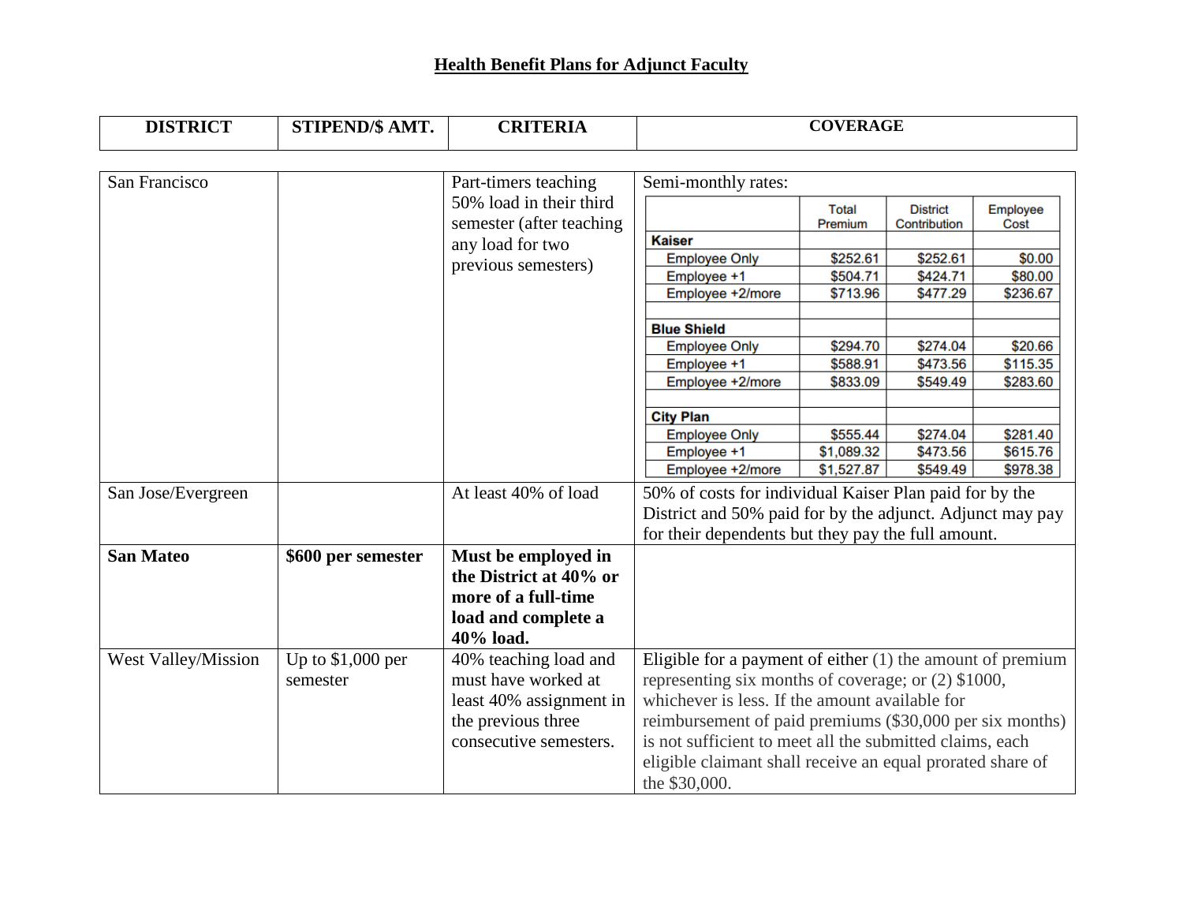**Health Benefit Plans for Adjunct Faculty**

| DISTRICT | STIPEND/$ AMT. | CRITERIA | COVERAGE |
|---|---|---|---|
| San Francisco | | Part-timers teaching 50% load in their third semester (after teaching any load for two previous semesters) | Semi-monthly rates: (see table below) |
| San Jose/Evergreen | | At least 40% of load | 50% of costs for individual Kaiser Plan paid for by the District and 50% paid for by the adjunct. Adjunct may pay for their dependents but they pay the full amount. |
| **San Mateo** | **$600 per semester** | **Must be employed in the District at 40% or more of a full-time load and complete a 40% load.** | |
| West Valley/Mission | Up to $1,000 per semester | 40% teaching load and must have worked at least 40% assignment in the previous three consecutive semesters. | Eligible for a payment of either (1) the amount of premium representing six months of coverage; or (2) $1000, whichever is less. If the amount available for reimbursement of paid premiums ($30,000 per six months) is not sufficient to meet all the submitted claims, each eligible claimant shall receive an equal prorated share of the $30,000. |

San Francisco semi-monthly rates:

| | Total Premium | District Contribution | Employee Cost |
|---|---|---|---|
| **Kaiser** | | | |
| Employee Only | $252.61 | $252.61 | $0.00 |
| Employee +1 | $504.71 | $424.71 | $80.00 |
| Employee +2/more | $713.96 | $477.29 | $236.67 |
| | | | |
| **Blue Shield** | | | |
| Employee Only | $294.70 | $274.04 | $20.66 |
| Employee +1 | $588.91 | $473.56 | $115.35 |
| Employee +2/more | $833.09 | $549.49 | $283.60 |
| | | | |
| **City Plan** | | | |
| Employee Only | $555.44 | $274.04 | $281.40 |
| Employee +1 | $1,089.32 | $473.56 | $615.76 |
| Employee +2/more | $1,527.87 | $549.49 | $978.38 |